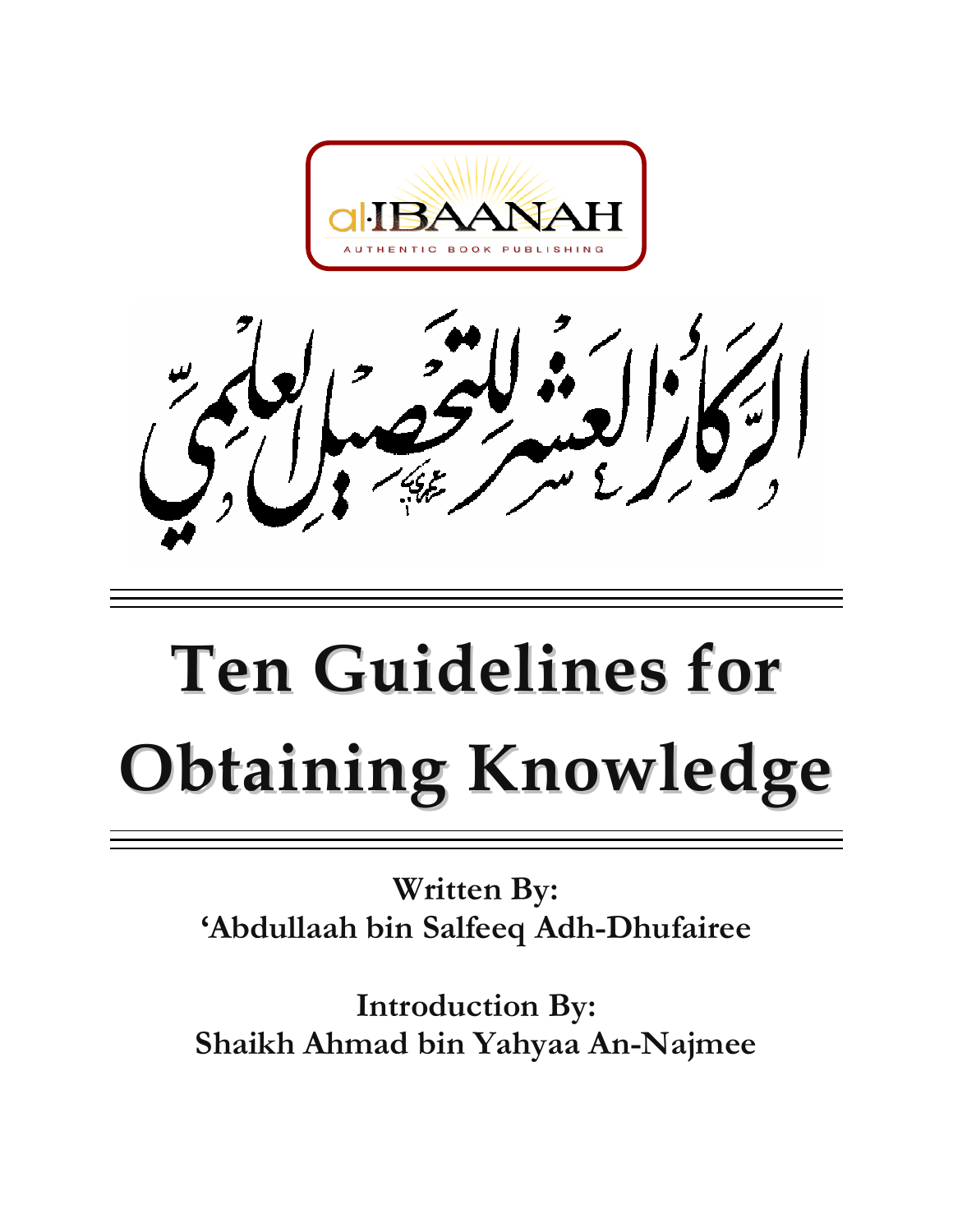al-IBAANAH

AUTHENTIC BOOK PUBLISHING

الركائز العشر للتحصيل العلمي

# Ten Guidelines for Obtaining Knowledge

**Written By:**
**'Abdullaah bin Salfeeq Adh-Dhufairee**

**Introduction By:**
**Shaikh Ahmad bin Yahyaa An-Najmee**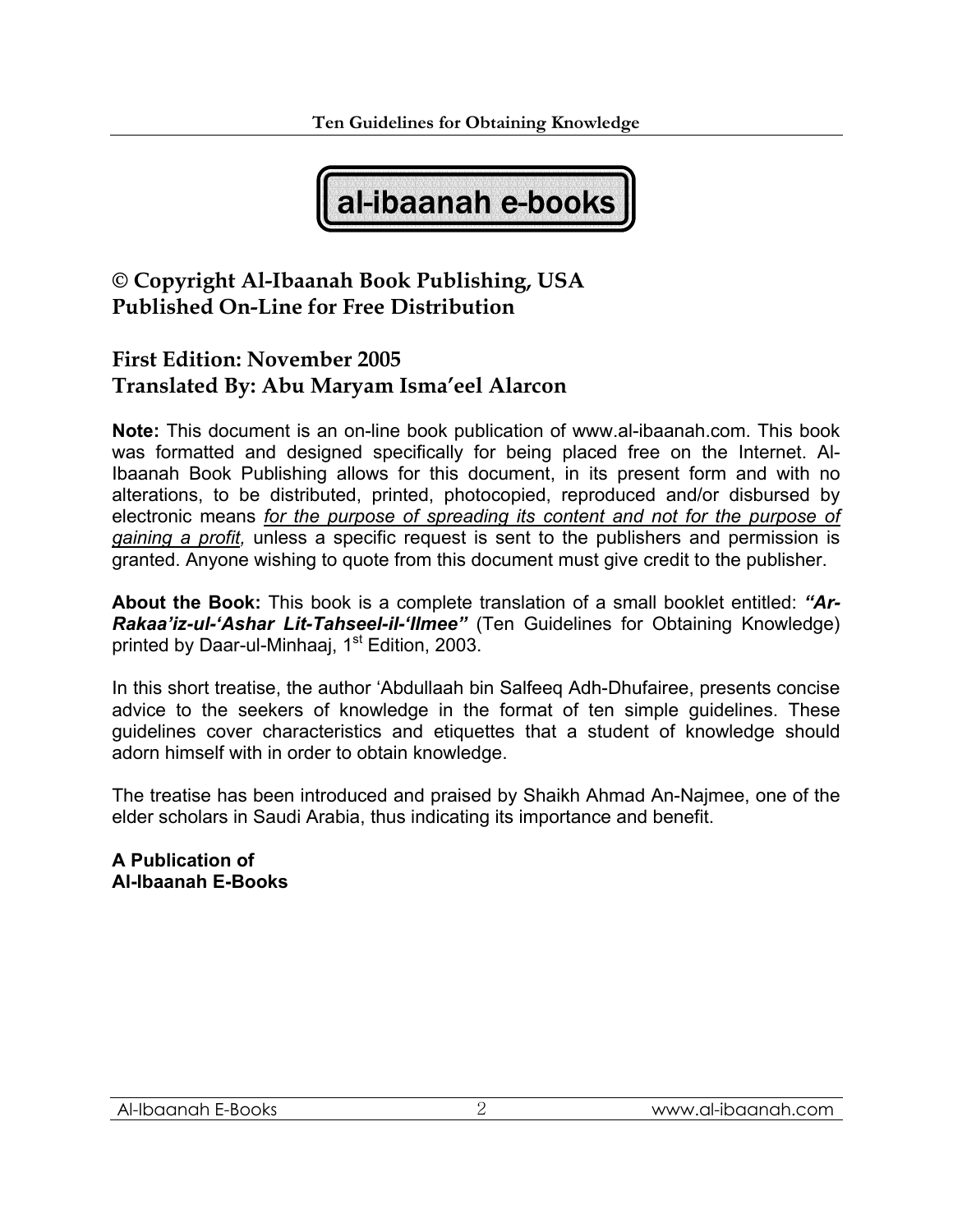**al-ibaanah e-books**

**© Copyright Al-Ibaanah Book Publishing, USA**
**Published On-Line for Free Distribution**

**First Edition: November 2005**
**Translated By: Abu Maryam Isma'eel Alarcon**

**Note:** This document is an on-line book publication of www.al-ibaanah.com. This book was formatted and designed specifically for being placed free on the Internet. Al-Ibaanah Book Publishing allows for this document, in its present form and with no alterations, to be distributed, printed, photocopied, reproduced and/or disbursed by electronic means *for the purpose of spreading its content and not for the purpose of gaining a profit,* unless a specific request is sent to the publishers and permission is granted. Anyone wishing to quote from this document must give credit to the publisher.

**About the Book:** This book is a complete translation of a small booklet entitled: ***"Ar-Rakaa'iz-ul-'Ashar Lit-Tahseel-il-'Ilmee"*** (Ten Guidelines for Obtaining Knowledge) printed by Daar-ul-Minhaaj, 1st Edition, 2003.

In this short treatise, the author 'Abdullaah bin Salfeeq Adh-Dhufairee, presents concise advice to the seekers of knowledge in the format of ten simple guidelines. These guidelines cover characteristics and etiquettes that a student of knowledge should adorn himself with in order to obtain knowledge.

The treatise has been introduced and praised by Shaikh Ahmad An-Najmee, one of the elder scholars in Saudi Arabia, thus indicating its importance and benefit.

**A Publication of**
**Al-Ibaanah E-Books**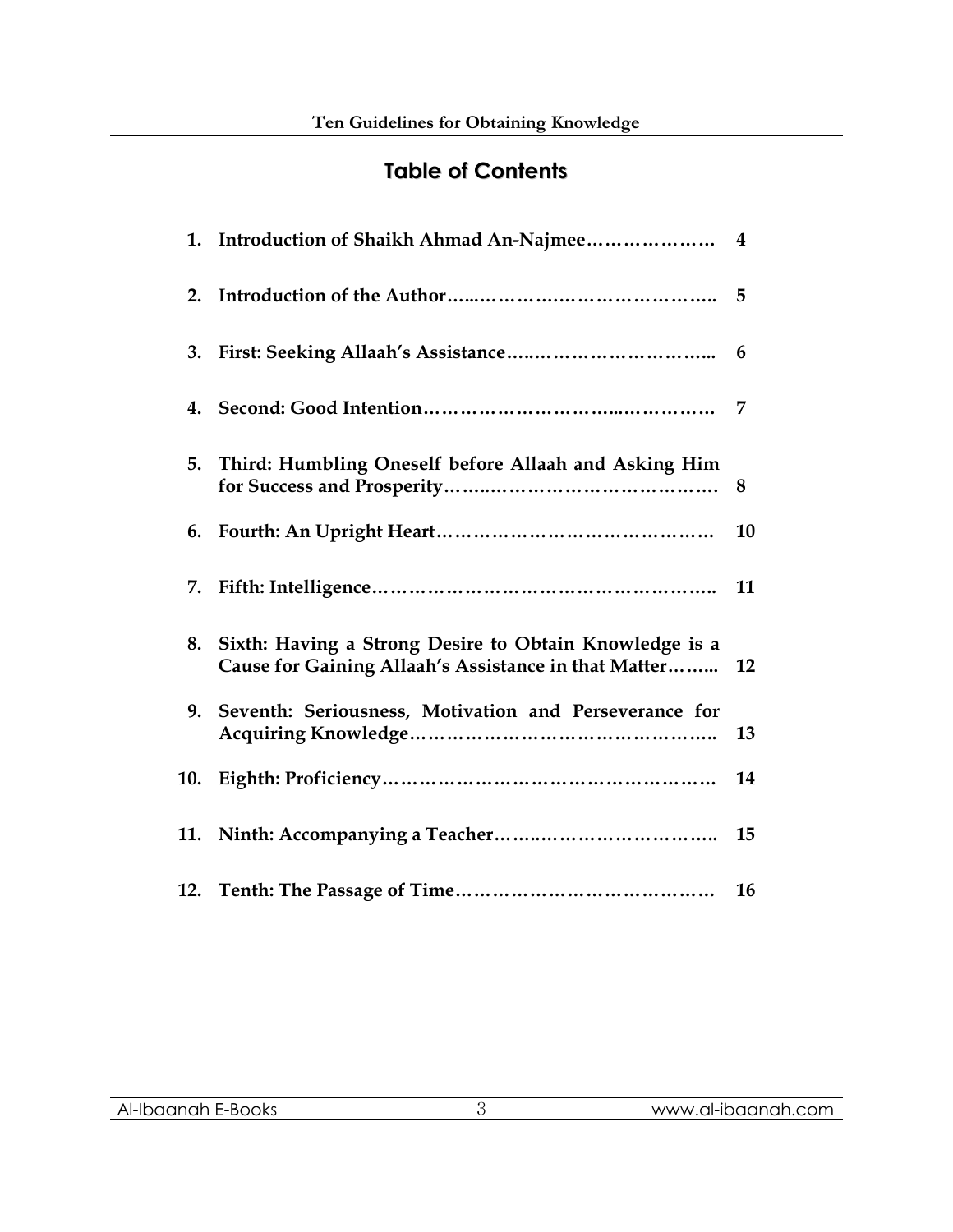# Table of Contents

1. **Introduction of Shaikh Ahmad An-Najmee………………… 4**
2. **Introduction of the Author…..……………..………………….. 5**
3. **First: Seeking Allaah's Assistance…..……………………….. 6**
4. **Second: Good Intention…………………………..…………… 7**
5. **Third: Humbling Oneself before Allaah and Asking Him for Success and Prosperity……..…………………………… 8**
6. **Fourth: An Upright Heart…………………………………… 10**
7. **Fifth: Intelligence…………………………………………….. 11**
8. **Sixth: Having a Strong Desire to Obtain Knowledge is a Cause for Gaining Allaah's Assistance in that Matter…….. 12**
9. **Seventh: Seriousness, Motivation and Perseverance for Acquiring Knowledge……………………………………….. 13**
10. **Eighth: Proficiency…………………………………………… 14**
11. **Ninth: Accompanying a Teacher……..…………………….. 15**
12. **Tenth: The Passage of Time………………………………… 16**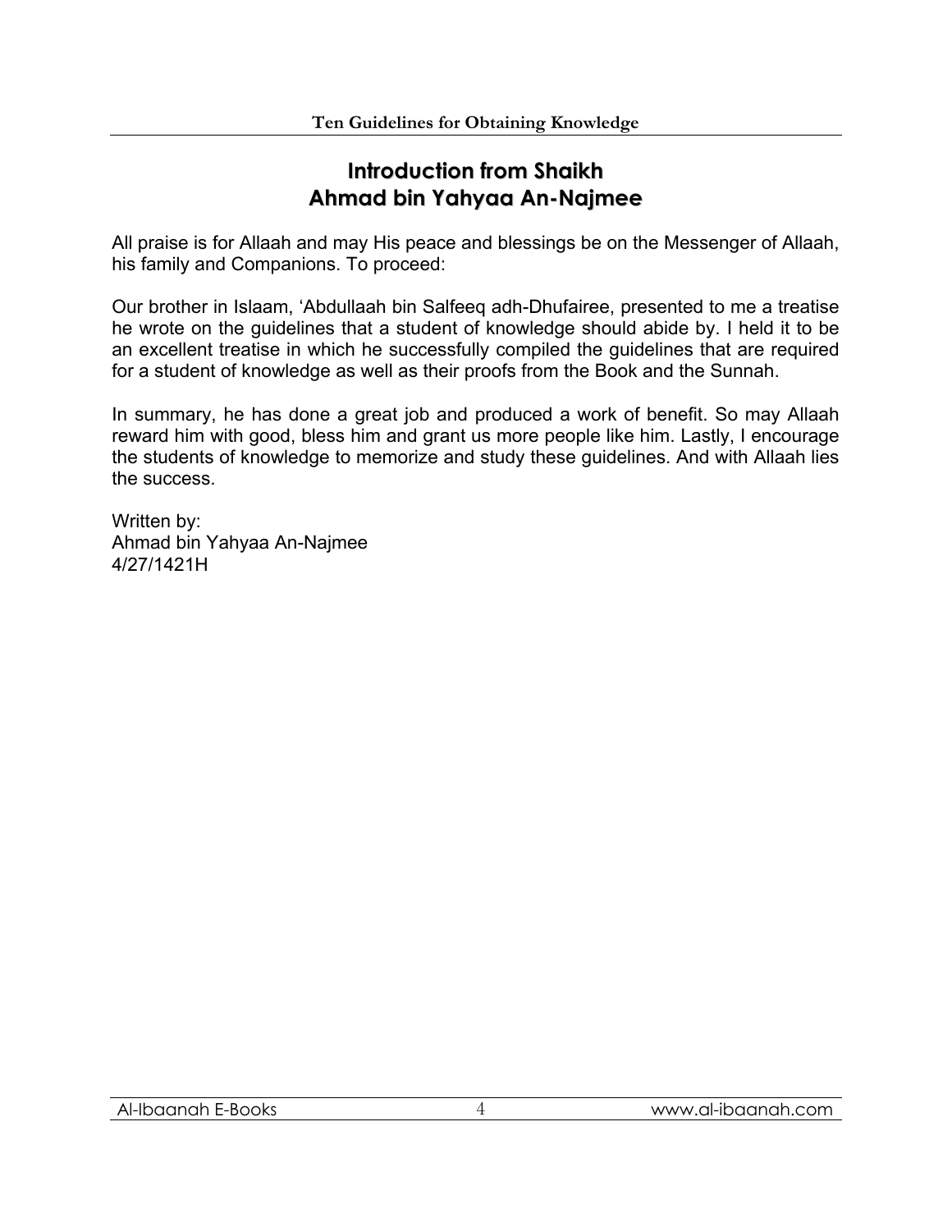# Introduction from Shaikh Ahmad bin Yahyaa An-Najmee

All praise is for Allaah and may His peace and blessings be on the Messenger of Allaah, his family and Companions. To proceed:

Our brother in Islaam, 'Abdullaah bin Salfeeq adh-Dhufairee, presented to me a treatise he wrote on the guidelines that a student of knowledge should abide by. I held it to be an excellent treatise in which he successfully compiled the guidelines that are required for a student of knowledge as well as their proofs from the Book and the Sunnah.

In summary, he has done a great job and produced a work of benefit. So may Allaah reward him with good, bless him and grant us more people like him. Lastly, I encourage the students of knowledge to memorize and study these guidelines. And with Allaah lies the success.

Written by:
Ahmad bin Yahyaa An-Najmee
4/27/1421H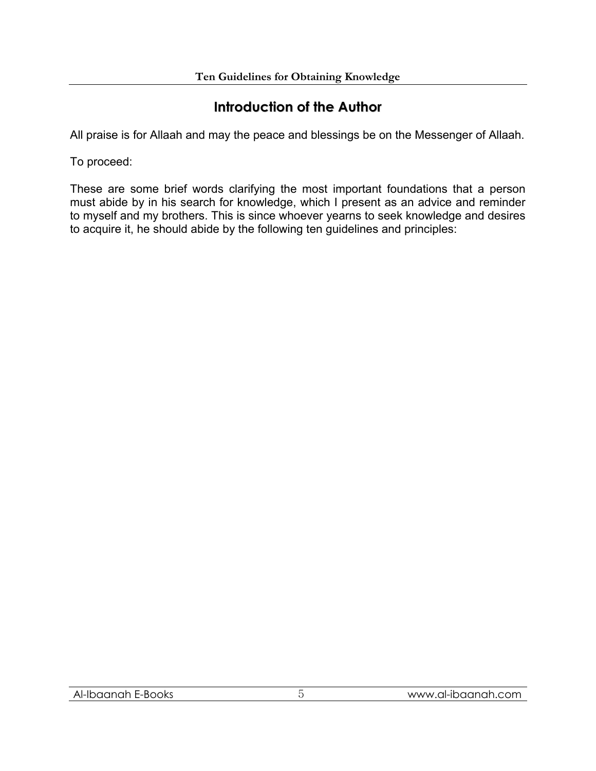## Introduction of the Author

All praise is for Allaah and may the peace and blessings be on the Messenger of Allaah.

To proceed:

These are some brief words clarifying the most important foundations that a person must abide by in his search for knowledge, which I present as an advice and reminder to myself and my brothers. This is since whoever yearns to seek knowledge and desires to acquire it, he should abide by the following ten guidelines and principles: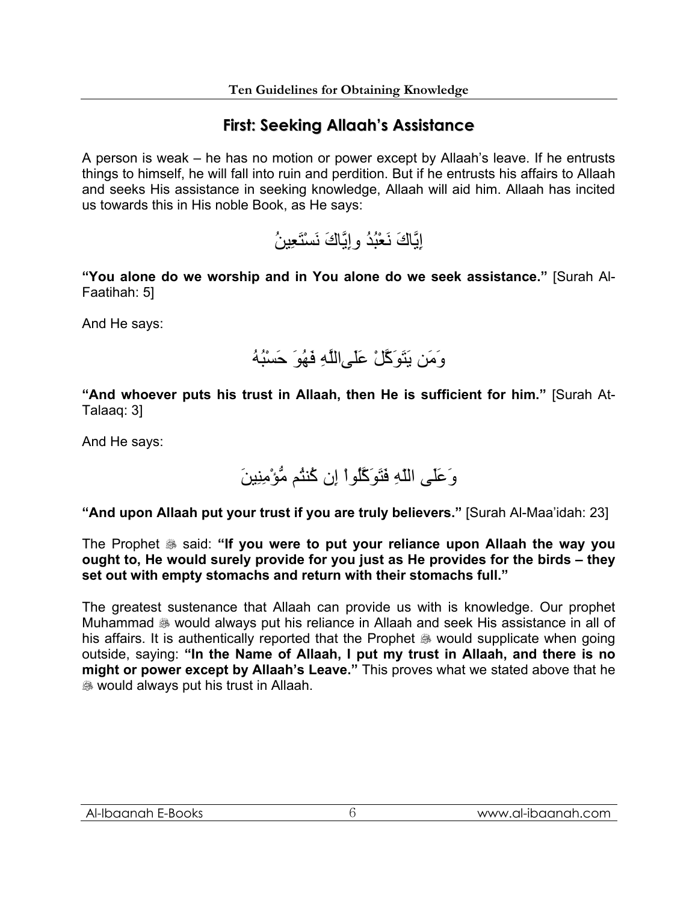## First: Seeking Allaah's Assistance

A person is weak – he has no motion or power except by Allaah's leave. If he entrusts things to himself, he will fall into ruin and perdition. But if he entrusts his affairs to Allaah and seeks His assistance in seeking knowledge, Allaah will aid him. Allaah has incited us towards this in His noble Book, as He says:

إِيَّاكَ نَعْبُدُ وإِيَّاكَ نَسْتَعِينُ

**"You alone do we worship and in You alone do we seek assistance."** [Surah Al-Faatihah: 5]

And He says:

وَمَن يَتَوَكَّلْ عَلَىاللَّهِ فَهُوَ حَسْبُهُ

**"And whoever puts his trust in Allaah, then He is sufficient for him."** [Surah At-Talaaq: 3]

And He says:

وَعَلَى اللّهِ فَتَوَكَّلُواْ إِن كُنتُم مُّؤْمِنِينَ

**"And upon Allaah put your trust if you are truly believers."** [Surah Al-Maa'idah: 23]

The Prophet ﷺ said: **"If you were to put your reliance upon Allaah the way you ought to, He would surely provide for you just as He provides for the birds – they set out with empty stomachs and return with their stomachs full."**

The greatest sustenance that Allaah can provide us with is knowledge. Our prophet Muhammad ﷺ would always put his reliance in Allaah and seek His assistance in all of his affairs. It is authentically reported that the Prophet ﷺ would supplicate when going outside, saying: **"In the Name of Allaah, I put my trust in Allaah, and there is no might or power except by Allaah's Leave."** This proves what we stated above that he ﷺ would always put his trust in Allaah.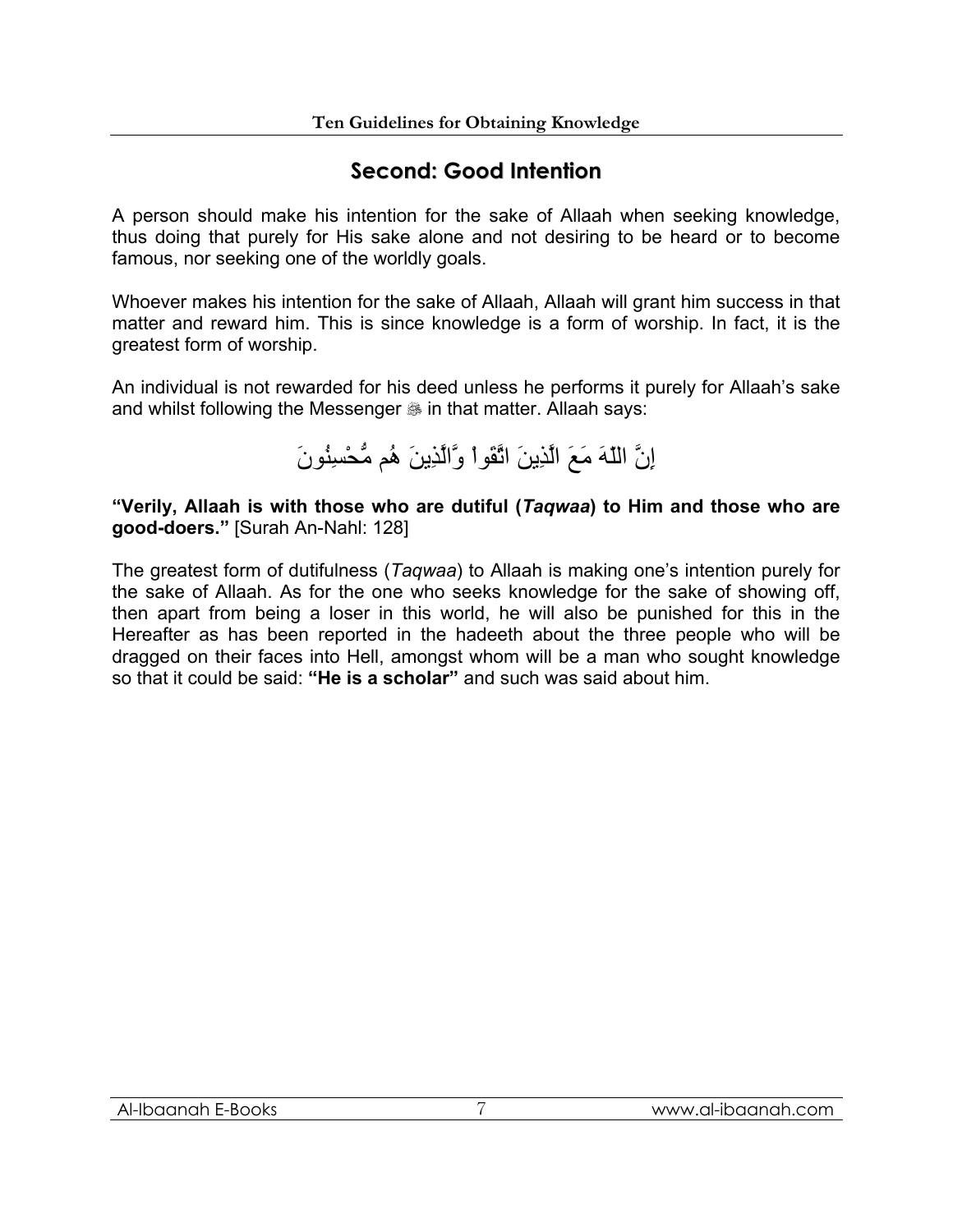## Second: Good Intention

A person should make his intention for the sake of Allaah when seeking knowledge, thus doing that purely for His sake alone and not desiring to be heard or to become famous, nor seeking one of the worldly goals.

Whoever makes his intention for the sake of Allaah, Allaah will grant him success in that matter and reward him. This is since knowledge is a form of worship. In fact, it is the greatest form of worship.

An individual is not rewarded for his deed unless he performs it purely for Allaah's sake and whilst following the Messenger ﷺ in that matter. Allaah says:

إِنَّ اللّهَ مَعَ الَّذِينَ اتَّقَواْ وَّالَّذِينَ هُم مُّحْسِنُونَ

**"Verily, Allaah is with those who are dutiful (*Taqwaa*) to Him and those who are good-doers."** [Surah An-Nahl: 128]

The greatest form of dutifulness (*Taqwaa*) to Allaah is making one's intention purely for the sake of Allaah. As for the one who seeks knowledge for the sake of showing off, then apart from being a loser in this world, he will also be punished for this in the Hereafter as has been reported in the hadeeth about the three people who will be dragged on their faces into Hell, amongst whom will be a man who sought knowledge so that it could be said: **"He is a scholar"** and such was said about him.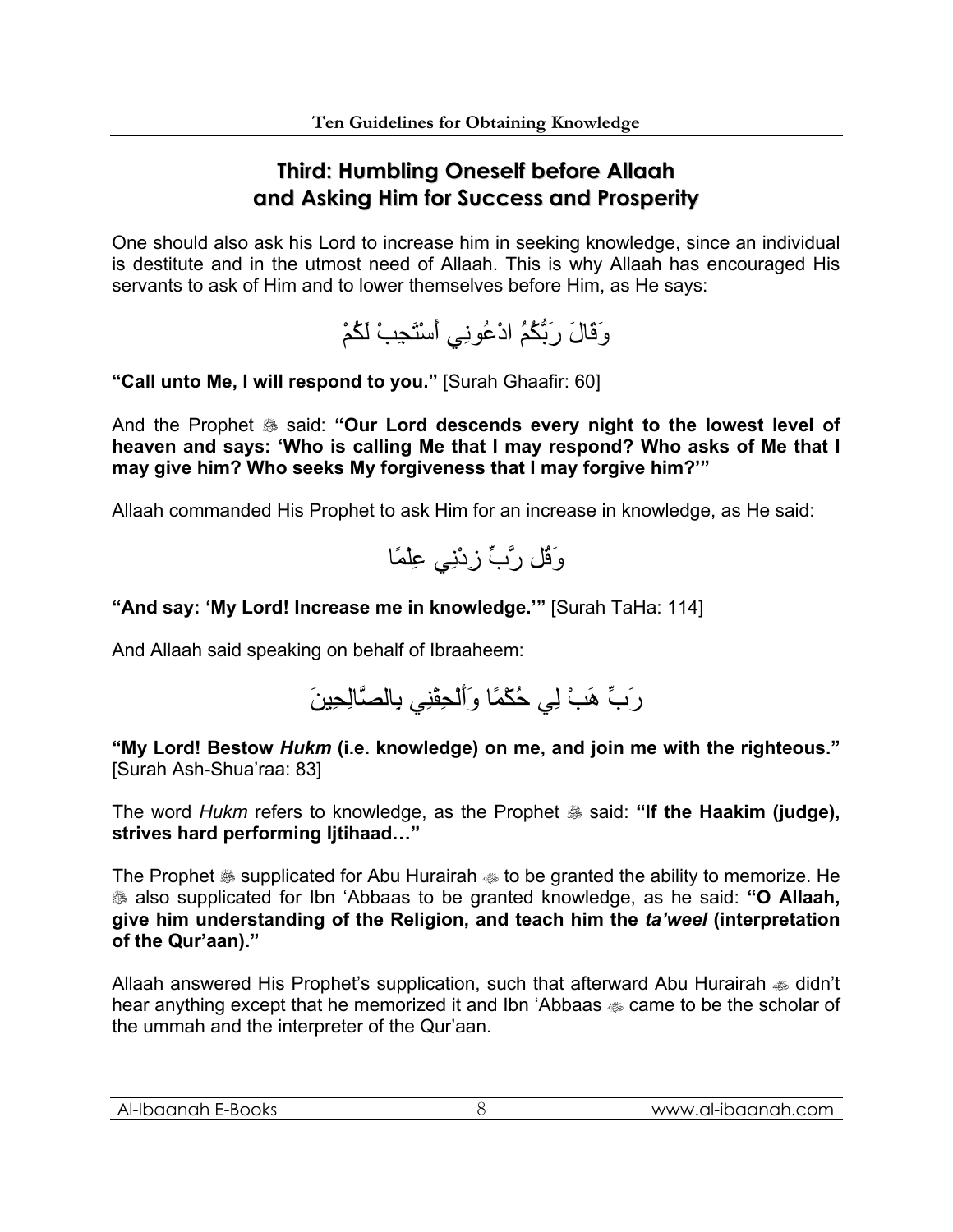## Third: Humbling Oneself before Allaah and Asking Him for Success and Prosperity

One should also ask his Lord to increase him in seeking knowledge, since an individual is destitute and in the utmost need of Allaah. This is why Allaah has encouraged His servants to ask of Him and to lower themselves before Him, as He says:

وَقَالَ رَبُّكُمُ ادْعُونِي أَسْتَجِبْ لَكُمْ

**"Call unto Me, I will respond to you."** [Surah Ghaafir: 60]

And the Prophet ﷺ said: **"Our Lord descends every night to the lowest level of heaven and says: 'Who is calling Me that I may respond? Who asks of Me that I may give him? Who seeks My forgiveness that I may forgive him?'"**

Allaah commanded His Prophet to ask Him for an increase in knowledge, as He said:

وَقُل رَّبِّ زِدْنِي عِلْمًا

**"And say: 'My Lord! Increase me in knowledge.'"** [Surah TaHa: 114]

And Allaah said speaking on behalf of Ibraaheem:

رَبِّ هَبْ لِي حُكْمًا وَأَلْحِقْنِي بِالصَّالِحِينَ

**"My Lord! Bestow *Hukm* (i.e. knowledge) on me, and join me with the righteous."** [Surah Ash-Shua'raa: 83]

The word *Hukm* refers to knowledge, as the Prophet ﷺ said: **"If the Haakim (judge), strives hard performing Ijtihaad…"**

The Prophet ﷺ supplicated for Abu Hurairah ﷺ to be granted the ability to memorize. He ﷺ also supplicated for Ibn 'Abbaas to be granted knowledge, as he said: **"O Allaah, give him understanding of the Religion, and teach him the *ta'weel* (interpretation of the Qur'aan)."**

Allaah answered His Prophet's supplication, such that afterward Abu Hurairah ﷺ didn't hear anything except that he memorized it and Ibn 'Abbaas ﷺ came to be the scholar of the ummah and the interpreter of the Qur'aan.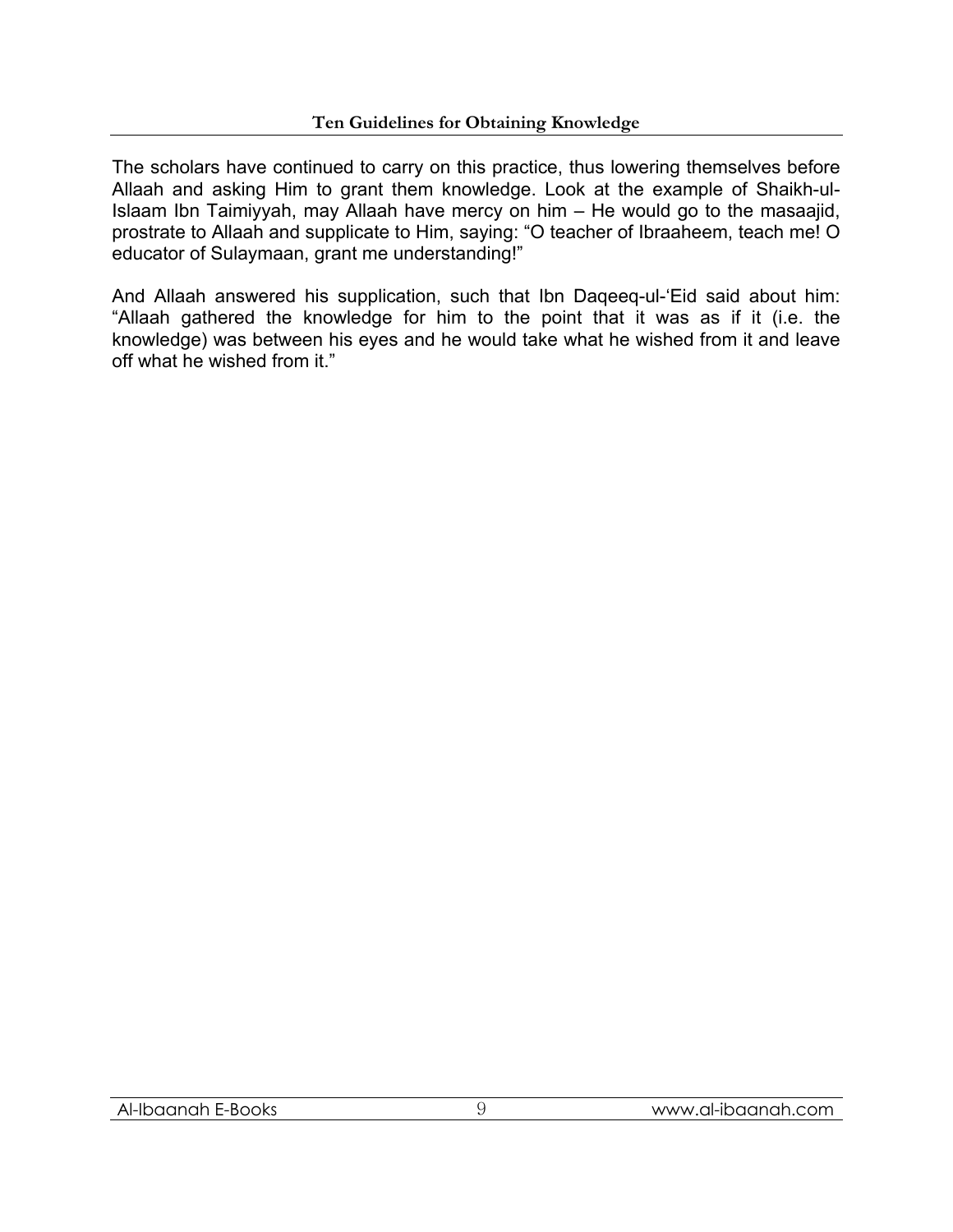The scholars have continued to carry on this practice, thus lowering themselves before Allaah and asking Him to grant them knowledge. Look at the example of Shaikh-ul-Islaam Ibn Taimiyyah, may Allaah have mercy on him – He would go to the masaajid, prostrate to Allaah and supplicate to Him, saying: "O teacher of Ibraaheem, teach me! O educator of Sulaymaan, grant me understanding!"

And Allaah answered his supplication, such that Ibn Daqeeq-ul-'Eid said about him: "Allaah gathered the knowledge for him to the point that it was as if it (i.e. the knowledge) was between his eyes and he would take what he wished from it and leave off what he wished from it."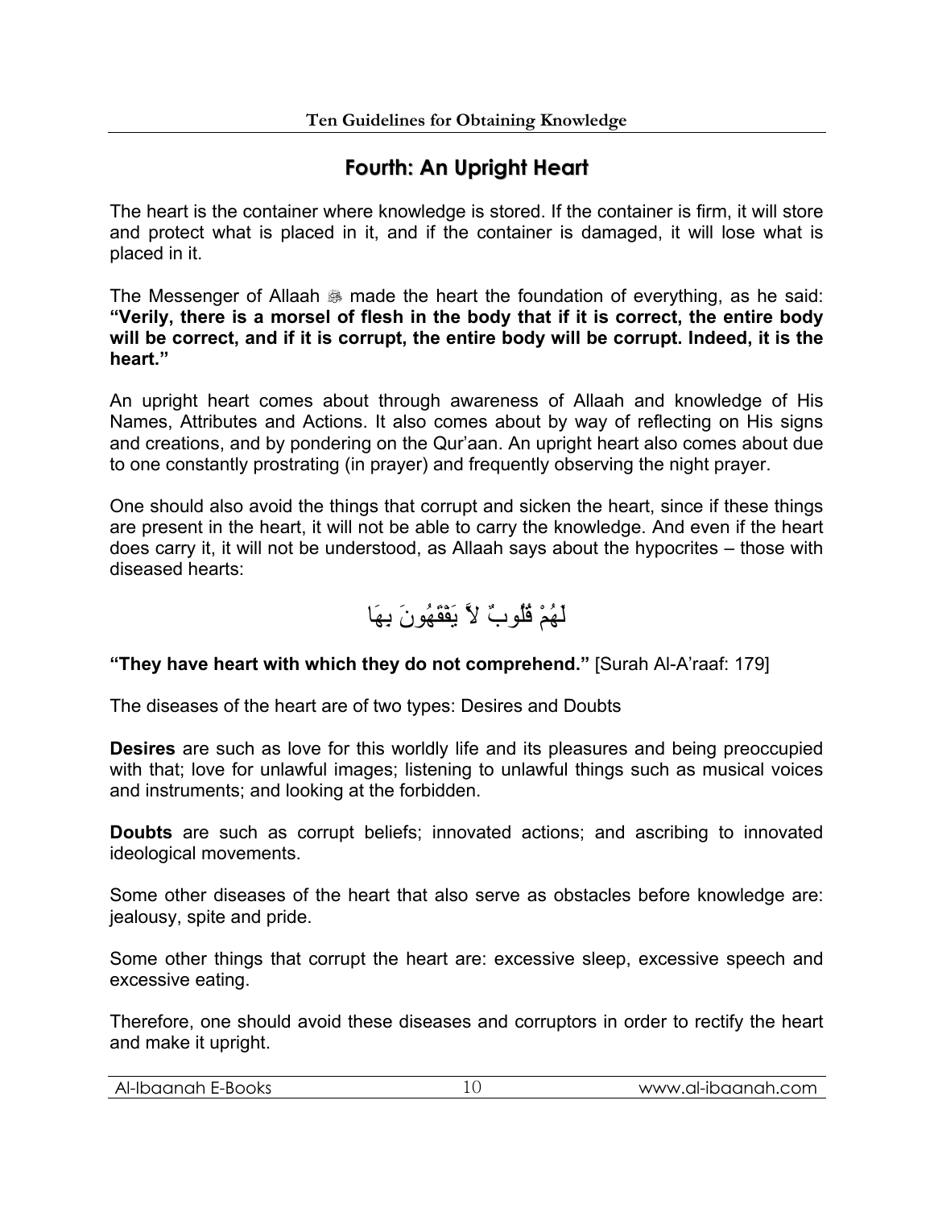## Fourth: An Upright Heart

The heart is the container where knowledge is stored. If the container is firm, it will store and protect what is placed in it, and if the container is damaged, it will lose what is placed in it.

The Messenger of Allaah ﷺ made the heart the foundation of everything, as he said: **"Verily, there is a morsel of flesh in the body that if it is correct, the entire body will be correct, and if it is corrupt, the entire body will be corrupt. Indeed, it is the heart."**

An upright heart comes about through awareness of Allaah and knowledge of His Names, Attributes and Actions. It also comes about by way of reflecting on His signs and creations, and by pondering on the Qur'aan. An upright heart also comes about due to one constantly prostrating (in prayer) and frequently observing the night prayer.

One should also avoid the things that corrupt and sicken the heart, since if these things are present in the heart, it will not be able to carry the knowledge. And even if the heart does carry it, it will not be understood, as Allaah says about the hypocrites – those with diseased hearts:

لَهُمْ قُلُوبٌ لاَّ يَفْقَهُونَ بِهَا

**"They have heart with which they do not comprehend."** [Surah Al-A'raaf: 179]

The diseases of the heart are of two types: Desires and Doubts

**Desires** are such as love for this worldly life and its pleasures and being preoccupied with that; love for unlawful images; listening to unlawful things such as musical voices and instruments; and looking at the forbidden.

**Doubts** are such as corrupt beliefs; innovated actions; and ascribing to innovated ideological movements.

Some other diseases of the heart that also serve as obstacles before knowledge are: jealousy, spite and pride.

Some other things that corrupt the heart are: excessive sleep, excessive speech and excessive eating.

Therefore, one should avoid these diseases and corruptors in order to rectify the heart and make it upright.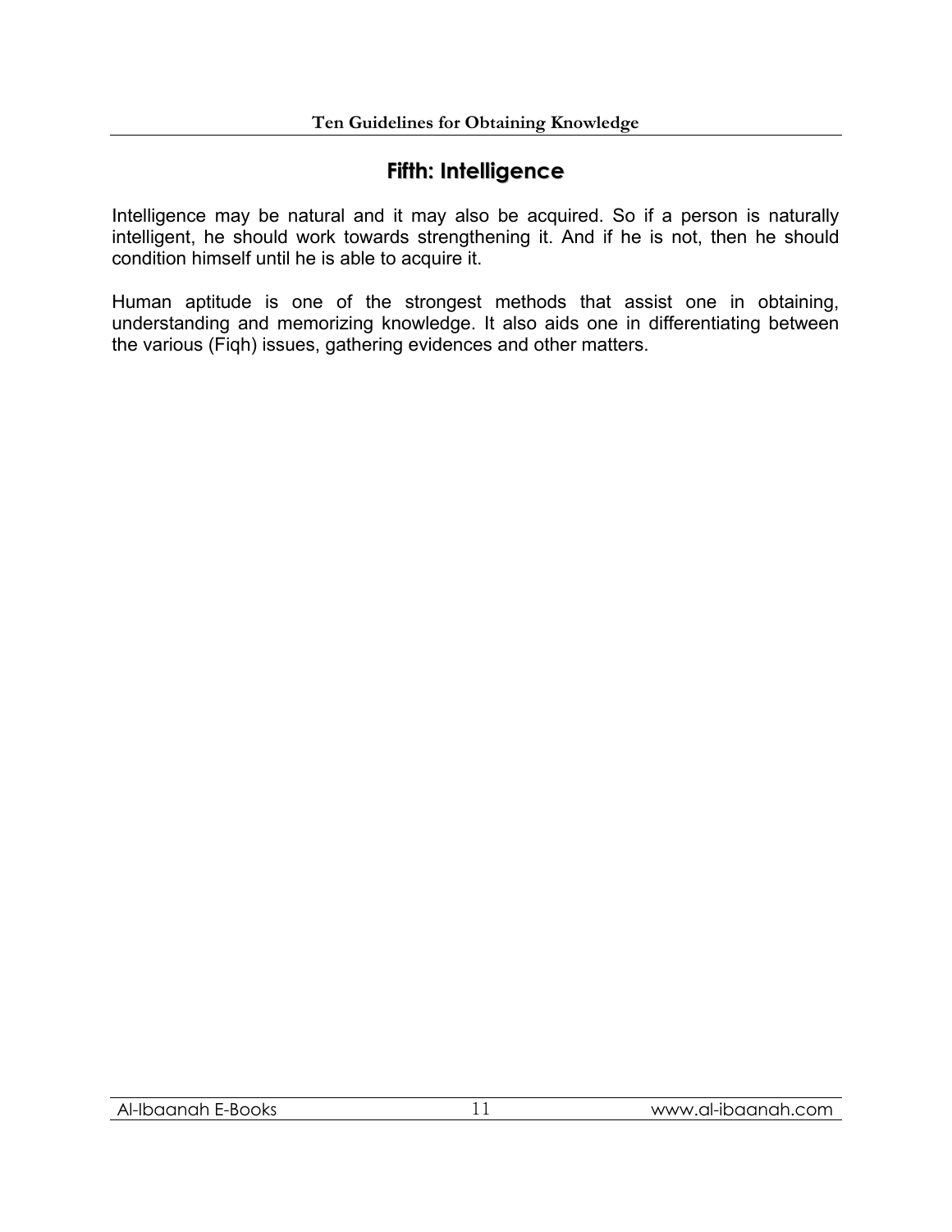## Fifth: Intelligence

Intelligence may be natural and it may also be acquired. So if a person is naturally intelligent, he should work towards strengthening it. And if he is not, then he should condition himself until he is able to acquire it.

Human aptitude is one of the strongest methods that assist one in obtaining, understanding and memorizing knowledge. It also aids one in differentiating between the various (Fiqh) issues, gathering evidences and other matters.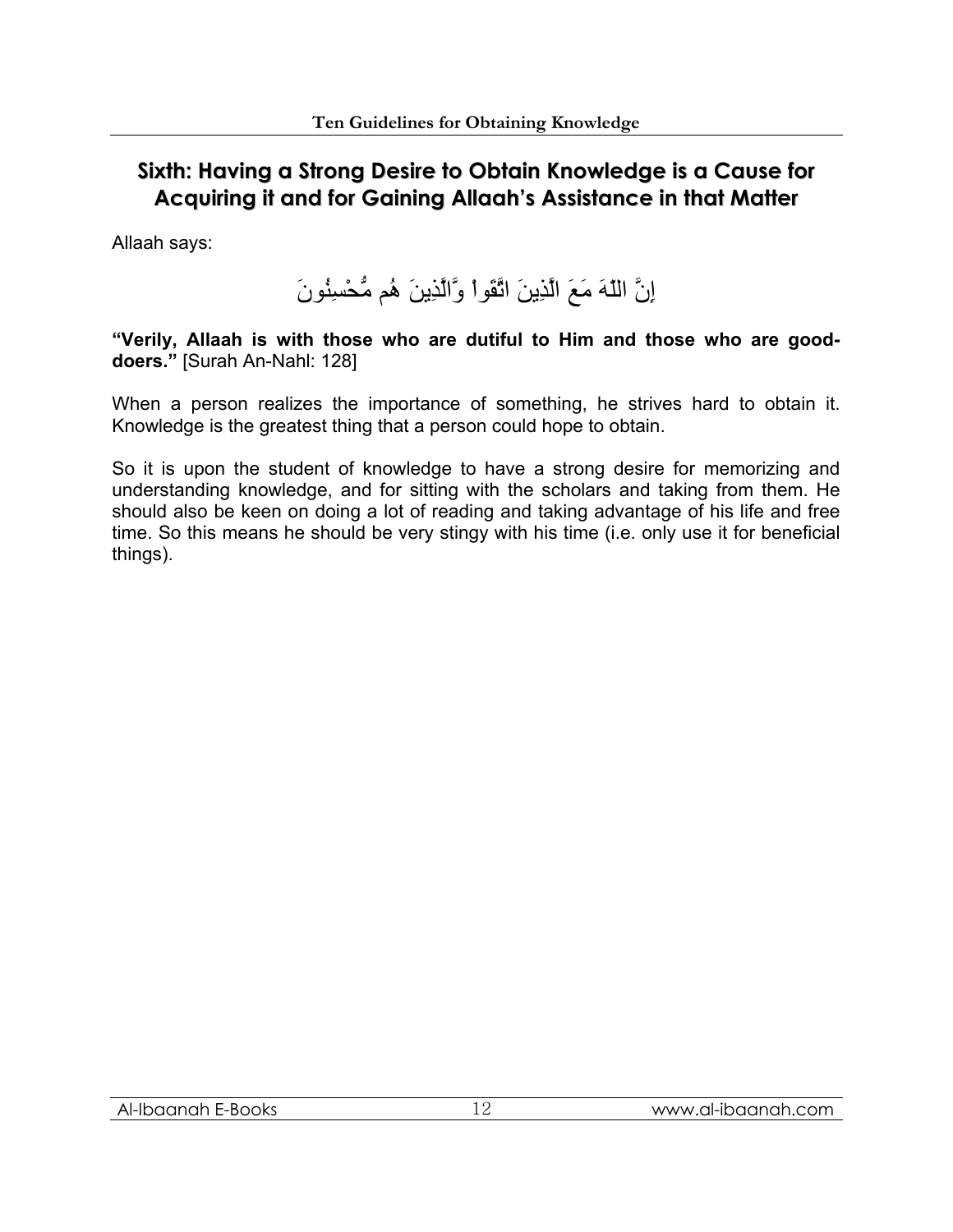## Sixth: Having a Strong Desire to Obtain Knowledge is a Cause for Acquiring it and for Gaining Allaah's Assistance in that Matter

Allaah says:

إِنَّ اللّهَ مَعَ الَّذِينَ اتَّقَواْ وَّالَّذِينَ هُم مُّحْسِنُونَ

**"Verily, Allaah is with those who are dutiful to Him and those who are good-doers."** [Surah An-Nahl: 128]

When a person realizes the importance of something, he strives hard to obtain it. Knowledge is the greatest thing that a person could hope to obtain.

So it is upon the student of knowledge to have a strong desire for memorizing and understanding knowledge, and for sitting with the scholars and taking from them. He should also be keen on doing a lot of reading and taking advantage of his life and free time. So this means he should be very stingy with his time (i.e. only use it for beneficial things).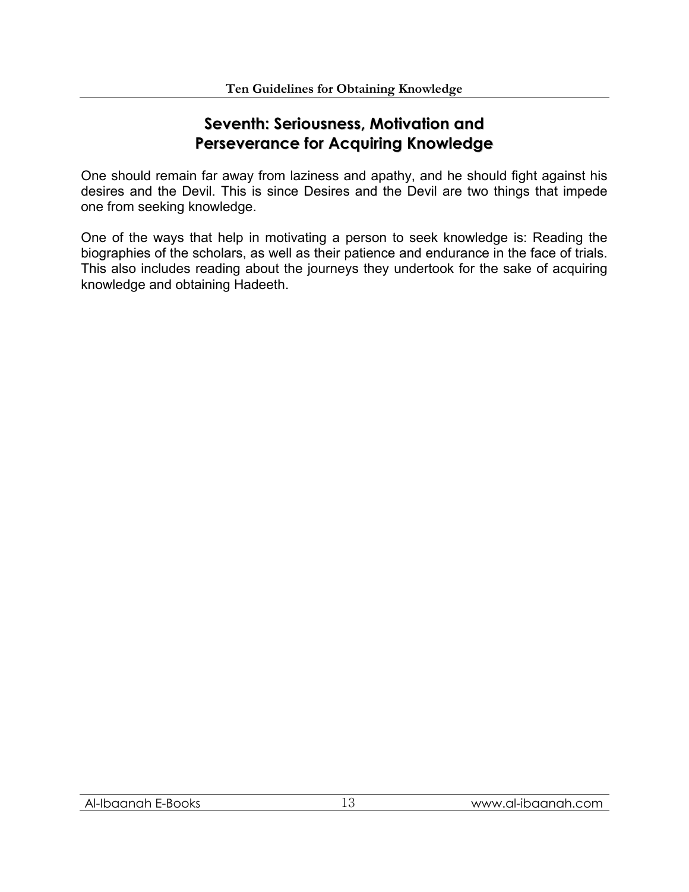## Seventh: Seriousness, Motivation and Perseverance for Acquiring Knowledge

One should remain far away from laziness and apathy, and he should fight against his desires and the Devil. This is since Desires and the Devil are two things that impede one from seeking knowledge.

One of the ways that help in motivating a person to seek knowledge is: Reading the biographies of the scholars, as well as their patience and endurance in the face of trials. This also includes reading about the journeys they undertook for the sake of acquiring knowledge and obtaining Hadeeth.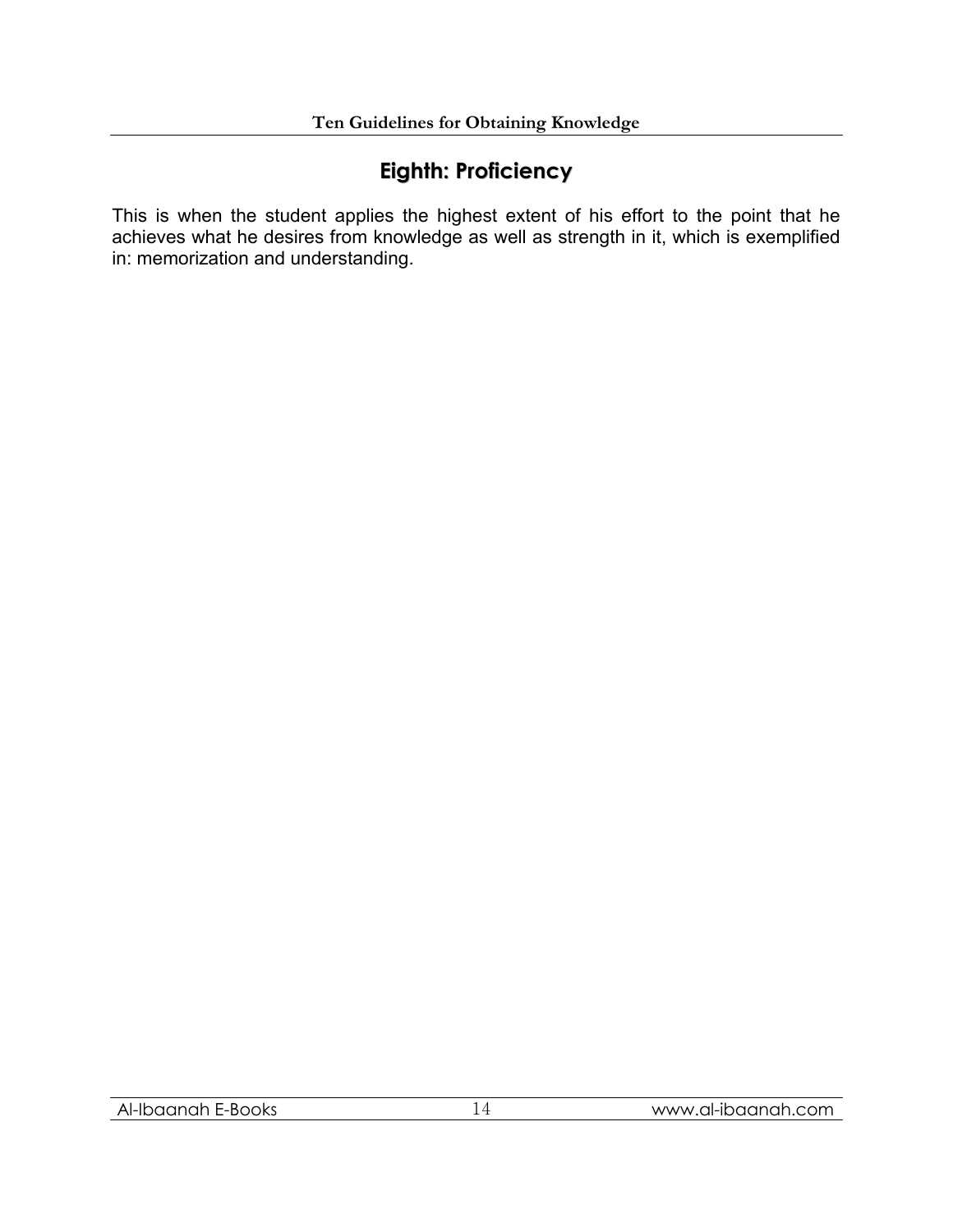## Eighth: Proficiency

This is when the student applies the highest extent of his effort to the point that he achieves what he desires from knowledge as well as strength in it, which is exemplified in: memorization and understanding.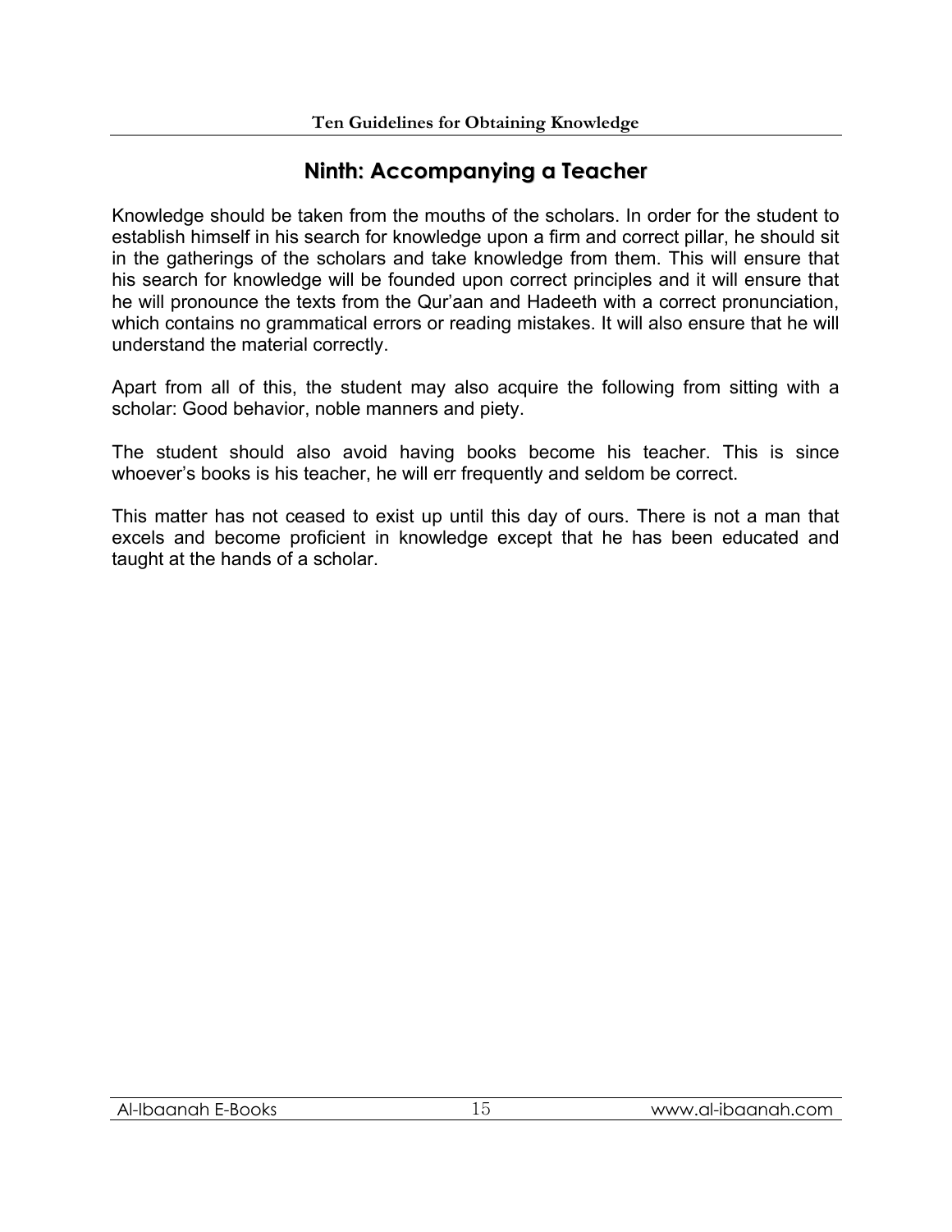## Ninth: Accompanying a Teacher

Knowledge should be taken from the mouths of the scholars. In order for the student to establish himself in his search for knowledge upon a firm and correct pillar, he should sit in the gatherings of the scholars and take knowledge from them. This will ensure that his search for knowledge will be founded upon correct principles and it will ensure that he will pronounce the texts from the Qur'aan and Hadeeth with a correct pronunciation, which contains no grammatical errors or reading mistakes. It will also ensure that he will understand the material correctly.

Apart from all of this, the student may also acquire the following from sitting with a scholar: Good behavior, noble manners and piety.

The student should also avoid having books become his teacher. This is since whoever's books is his teacher, he will err frequently and seldom be correct.

This matter has not ceased to exist up until this day of ours. There is not a man that excels and become proficient in knowledge except that he has been educated and taught at the hands of a scholar.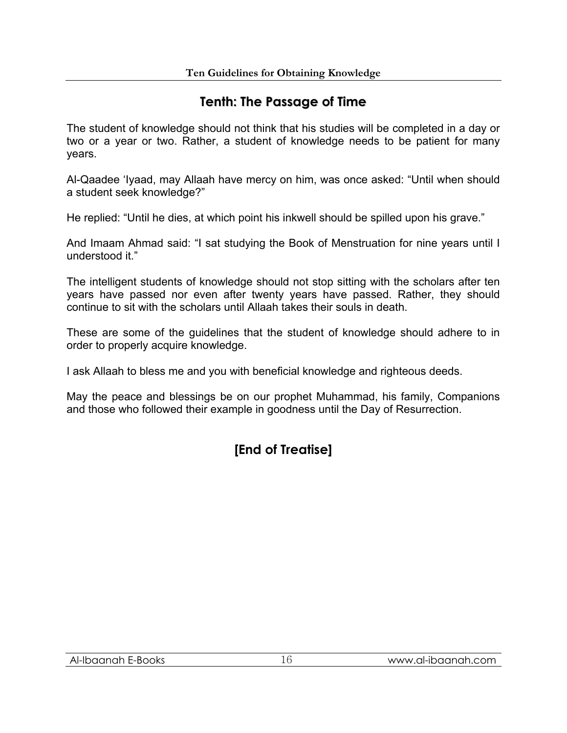## Tenth: The Passage of Time

The student of knowledge should not think that his studies will be completed in a day or two or a year or two. Rather, a student of knowledge needs to be patient for many years.

Al-Qaadee 'Iyaad, may Allaah have mercy on him, was once asked: "Until when should a student seek knowledge?"

He replied: "Until he dies, at which point his inkwell should be spilled upon his grave."

And Imaam Ahmad said: "I sat studying the Book of Menstruation for nine years until I understood it."

The intelligent students of knowledge should not stop sitting with the scholars after ten years have passed nor even after twenty years have passed. Rather, they should continue to sit with the scholars until Allaah takes their souls in death.

These are some of the guidelines that the student of knowledge should adhere to in order to properly acquire knowledge.

I ask Allaah to bless me and you with beneficial knowledge and righteous deeds.

May the peace and blessings be on our prophet Muhammad, his family, Companions and those who followed their example in goodness until the Day of Resurrection.

## [End of Treatise]